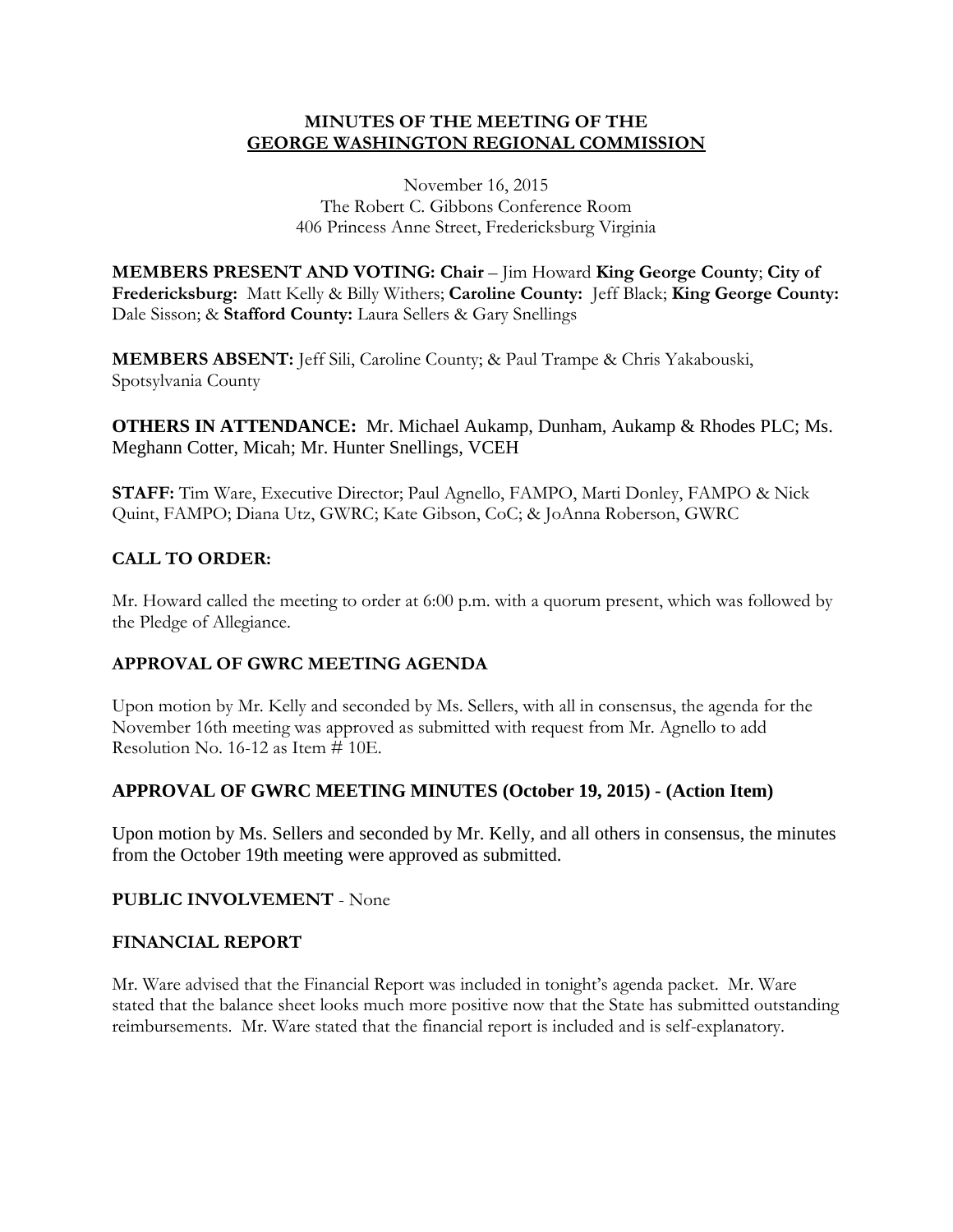# MINUTES OF THE MEETING OF THE GEORGE WASHINGTON REGIONAL COMMISSION

November 16, 2015
The Robert C. Gibbons Conference Room
406 Princess Anne Street, Fredericksburg Virginia

**MEMBERS PRESENT AND VOTING: Chair** – Jim Howard **King George County**; **City of Fredericksburg:** Matt Kelly & Billy Withers; **Caroline County:** Jeff Black; **King George County:** Dale Sisson; & **Stafford County:** Laura Sellers & Gary Snellings

**MEMBERS ABSENT:** Jeff Sili, Caroline County; & Paul Trampe & Chris Yakabouski, Spotsylvania County

**OTHERS IN ATTENDANCE:** Mr. Michael Aukamp, Dunham, Aukamp & Rhodes PLC; Ms. Meghann Cotter, Micah; Mr. Hunter Snellings, VCEH

**STAFF:** Tim Ware, Executive Director; Paul Agnello, FAMPO, Marti Donley, FAMPO & Nick Quint, FAMPO; Diana Utz, GWRC; Kate Gibson, CoC; & JoAnna Roberson, GWRC

## CALL TO ORDER:

Mr. Howard called the meeting to order at 6:00 p.m. with a quorum present, which was followed by the Pledge of Allegiance.

## APPROVAL OF GWRC MEETING AGENDA

Upon motion by Mr. Kelly and seconded by Ms. Sellers, with all in consensus, the agenda for the November 16th meeting was approved as submitted with request from Mr. Agnello to add Resolution No. 16-12 as Item # 10E.

## APPROVAL OF GWRC MEETING MINUTES (October 19, 2015) - (Action Item)

Upon motion by Ms. Sellers and seconded by Mr. Kelly, and all others in consensus, the minutes from the October 19th meeting were approved as submitted.

## PUBLIC INVOLVEMENT - None

## FINANCIAL REPORT

Mr. Ware advised that the Financial Report was included in tonight's agenda packet. Mr. Ware stated that the balance sheet looks much more positive now that the State has submitted outstanding reimbursements. Mr. Ware stated that the financial report is included and is self-explanatory.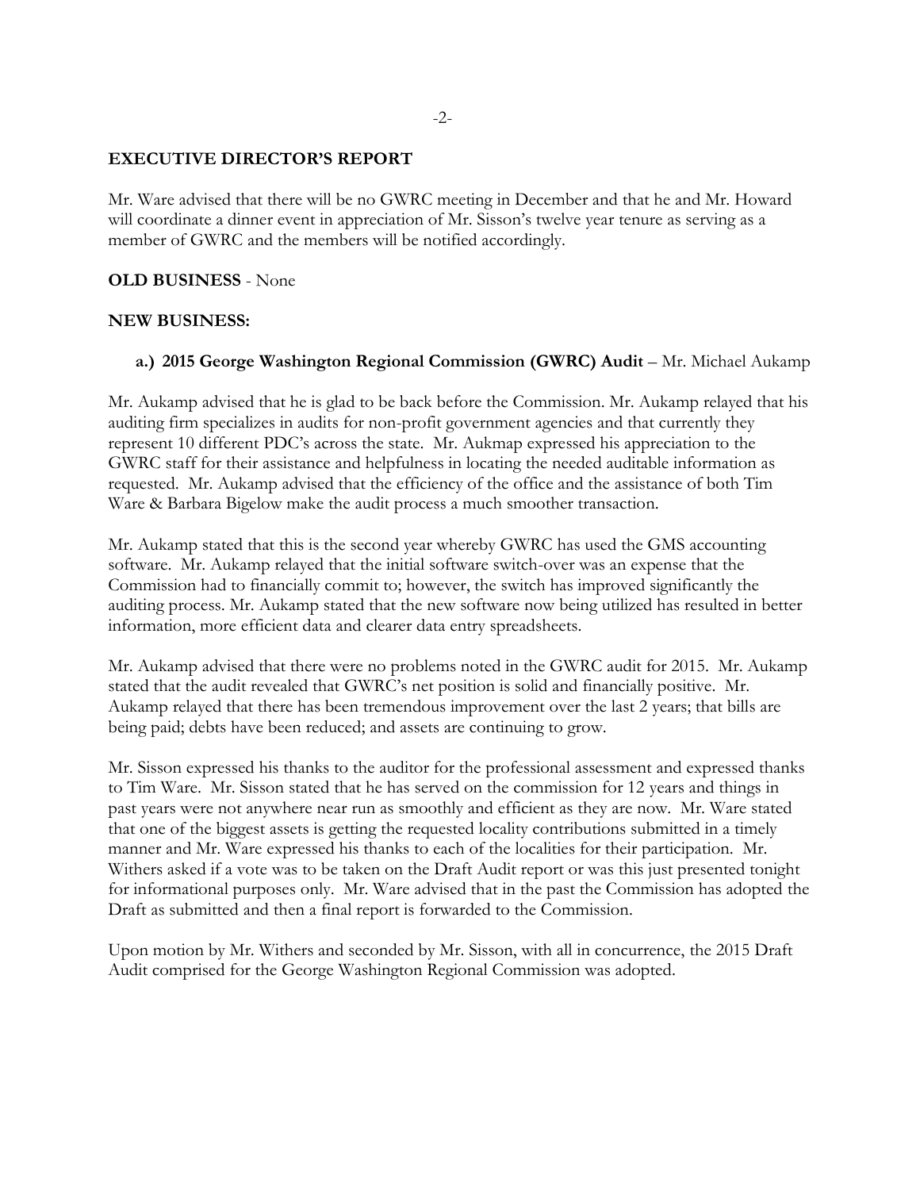**EXECUTIVE DIRECTOR'S REPORT**

Mr. Ware advised that there will be no GWRC meeting in December and that he and Mr. Howard will coordinate a dinner event in appreciation of Mr. Sisson's twelve year tenure as serving as a member of GWRC and the members will be notified accordingly.

**OLD BUSINESS** - None

**NEW BUSINESS:**

**a.) 2015 George Washington Regional Commission (GWRC) Audit** – Mr. Michael Aukamp

Mr. Aukamp advised that he is glad to be back before the Commission. Mr. Aukamp relayed that his auditing firm specializes in audits for non-profit government agencies and that currently they represent 10 different PDC's across the state. Mr. Aukmap expressed his appreciation to the GWRC staff for their assistance and helpfulness in locating the needed auditable information as requested. Mr. Aukamp advised that the efficiency of the office and the assistance of both Tim Ware & Barbara Bigelow make the audit process a much smoother transaction.

Mr. Aukamp stated that this is the second year whereby GWRC has used the GMS accounting software. Mr. Aukamp relayed that the initial software switch-over was an expense that the Commission had to financially commit to; however, the switch has improved significantly the auditing process. Mr. Aukamp stated that the new software now being utilized has resulted in better information, more efficient data and clearer data entry spreadsheets.

Mr. Aukamp advised that there were no problems noted in the GWRC audit for 2015. Mr. Aukamp stated that the audit revealed that GWRC's net position is solid and financially positive. Mr. Aukamp relayed that there has been tremendous improvement over the last 2 years; that bills are being paid; debts have been reduced; and assets are continuing to grow.

Mr. Sisson expressed his thanks to the auditor for the professional assessment and expressed thanks to Tim Ware. Mr. Sisson stated that he has served on the commission for 12 years and things in past years were not anywhere near run as smoothly and efficient as they are now. Mr. Ware stated that one of the biggest assets is getting the requested locality contributions submitted in a timely manner and Mr. Ware expressed his thanks to each of the localities for their participation. Mr. Withers asked if a vote was to be taken on the Draft Audit report or was this just presented tonight for informational purposes only. Mr. Ware advised that in the past the Commission has adopted the Draft as submitted and then a final report is forwarded to the Commission.

Upon motion by Mr. Withers and seconded by Mr. Sisson, with all in concurrence, the 2015 Draft Audit comprised for the George Washington Regional Commission was adopted.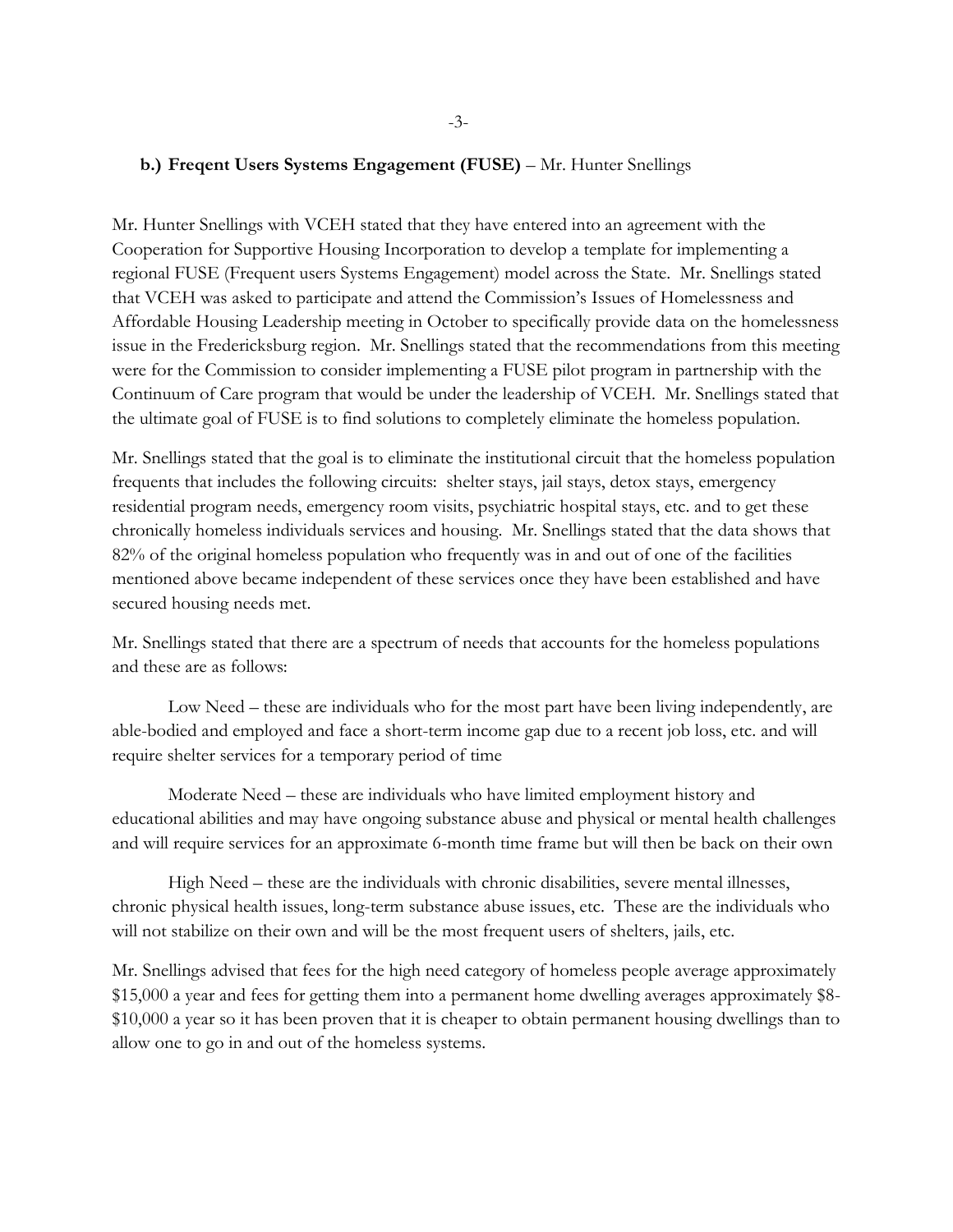**b.) Freqent Users Systems Engagement (FUSE)** – Mr. Hunter Snellings

Mr. Hunter Snellings with VCEH stated that they have entered into an agreement with the Cooperation for Supportive Housing Incorporation to develop a template for implementing a regional FUSE (Frequent users Systems Engagement) model across the State. Mr. Snellings stated that VCEH was asked to participate and attend the Commission's Issues of Homelessness and Affordable Housing Leadership meeting in October to specifically provide data on the homelessness issue in the Fredericksburg region. Mr. Snellings stated that the recommendations from this meeting were for the Commission to consider implementing a FUSE pilot program in partnership with the Continuum of Care program that would be under the leadership of VCEH. Mr. Snellings stated that the ultimate goal of FUSE is to find solutions to completely eliminate the homeless population.

Mr. Snellings stated that the goal is to eliminate the institutional circuit that the homeless population frequents that includes the following circuits: shelter stays, jail stays, detox stays, emergency residential program needs, emergency room visits, psychiatric hospital stays, etc. and to get these chronically homeless individuals services and housing. Mr. Snellings stated that the data shows that 82% of the original homeless population who frequently was in and out of one of the facilities mentioned above became independent of these services once they have been established and have secured housing needs met.

Mr. Snellings stated that there are a spectrum of needs that accounts for the homeless populations and these are as follows:

Low Need – these are individuals who for the most part have been living independently, are able-bodied and employed and face a short-term income gap due to a recent job loss, etc. and will require shelter services for a temporary period of time

Moderate Need – these are individuals who have limited employment history and educational abilities and may have ongoing substance abuse and physical or mental health challenges and will require services for an approximate 6-month time frame but will then be back on their own

High Need – these are the individuals with chronic disabilities, severe mental illnesses, chronic physical health issues, long-term substance abuse issues, etc. These are the individuals who will not stabilize on their own and will be the most frequent users of shelters, jails, etc.

Mr. Snellings advised that fees for the high need category of homeless people average approximately $15,000 a year and fees for getting them into a permanent home dwelling averages approximately $8-$10,000 a year so it has been proven that it is cheaper to obtain permanent housing dwellings than to allow one to go in and out of the homeless systems.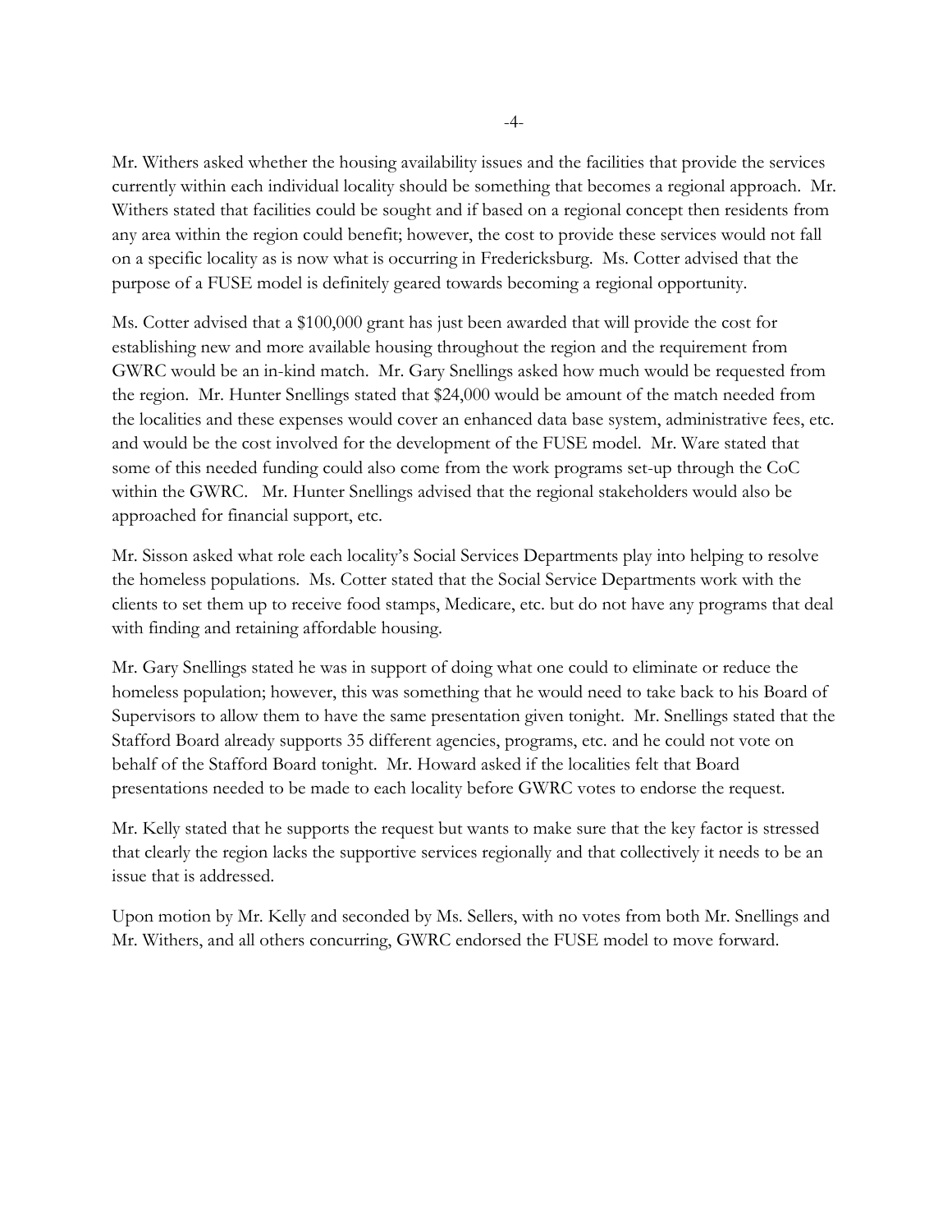Mr. Withers asked whether the housing availability issues and the facilities that provide the services currently within each individual locality should be something that becomes a regional approach. Mr. Withers stated that facilities could be sought and if based on a regional concept then residents from any area within the region could benefit; however, the cost to provide these services would not fall on a specific locality as is now what is occurring in Fredericksburg. Ms. Cotter advised that the purpose of a FUSE model is definitely geared towards becoming a regional opportunity.

Ms. Cotter advised that a $100,000 grant has just been awarded that will provide the cost for establishing new and more available housing throughout the region and the requirement from GWRC would be an in-kind match. Mr. Gary Snellings asked how much would be requested from the region. Mr. Hunter Snellings stated that $24,000 would be amount of the match needed from the localities and these expenses would cover an enhanced data base system, administrative fees, etc. and would be the cost involved for the development of the FUSE model. Mr. Ware stated that some of this needed funding could also come from the work programs set-up through the CoC within the GWRC. Mr. Hunter Snellings advised that the regional stakeholders would also be approached for financial support, etc.

Mr. Sisson asked what role each locality's Social Services Departments play into helping to resolve the homeless populations. Ms. Cotter stated that the Social Service Departments work with the clients to set them up to receive food stamps, Medicare, etc. but do not have any programs that deal with finding and retaining affordable housing.

Mr. Gary Snellings stated he was in support of doing what one could to eliminate or reduce the homeless population; however, this was something that he would need to take back to his Board of Supervisors to allow them to have the same presentation given tonight. Mr. Snellings stated that the Stafford Board already supports 35 different agencies, programs, etc. and he could not vote on behalf of the Stafford Board tonight. Mr. Howard asked if the localities felt that Board presentations needed to be made to each locality before GWRC votes to endorse the request.

Mr. Kelly stated that he supports the request but wants to make sure that the key factor is stressed that clearly the region lacks the supportive services regionally and that collectively it needs to be an issue that is addressed.

Upon motion by Mr. Kelly and seconded by Ms. Sellers, with no votes from both Mr. Snellings and Mr. Withers, and all others concurring, GWRC endorsed the FUSE model to move forward.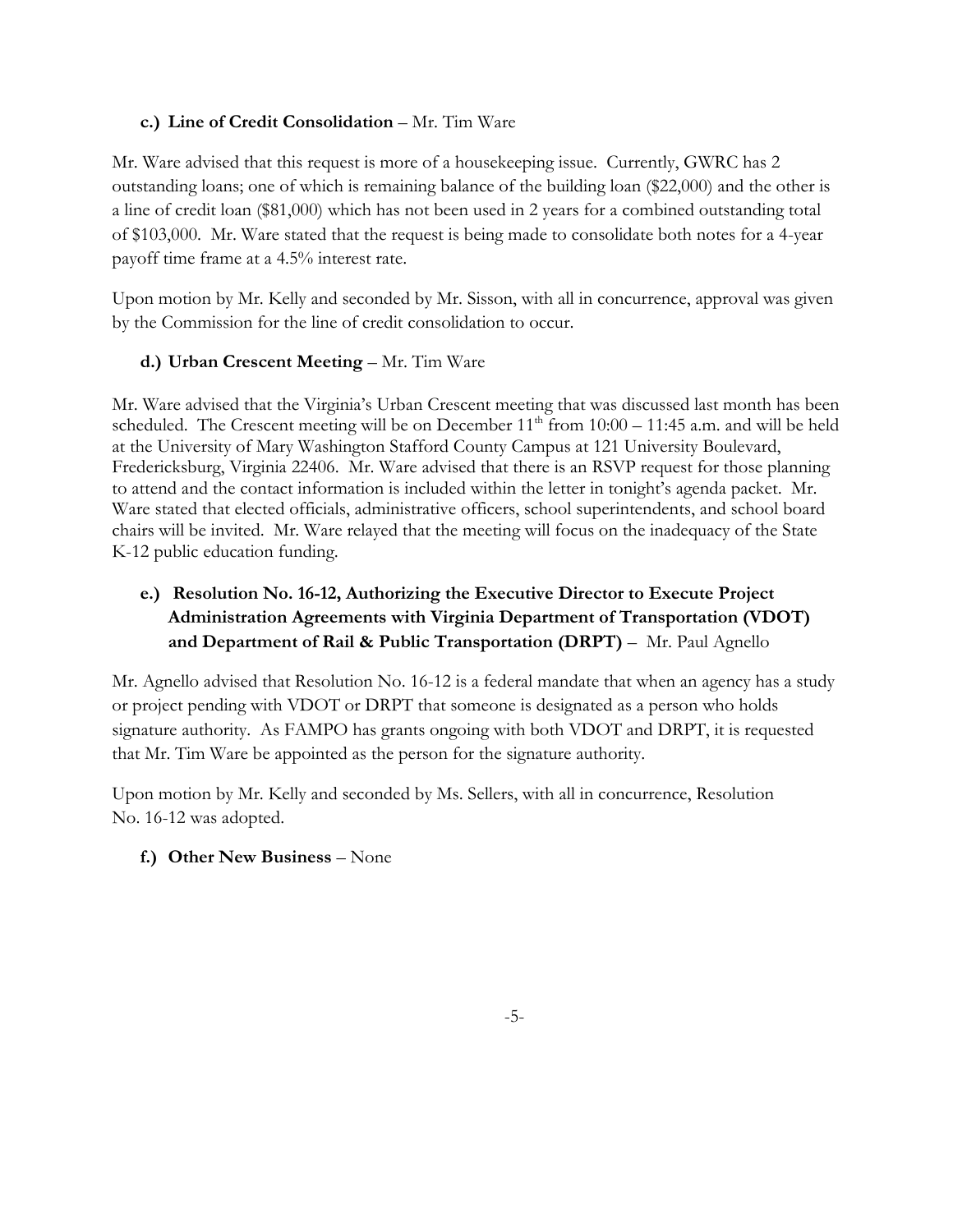**c.) Line of Credit Consolidation** – Mr. Tim Ware

Mr. Ware advised that this request is more of a housekeeping issue. Currently, GWRC has 2 outstanding loans; one of which is remaining balance of the building loan ($22,000) and the other is a line of credit loan ($81,000) which has not been used in 2 years for a combined outstanding total of $103,000. Mr. Ware stated that the request is being made to consolidate both notes for a 4-year payoff time frame at a 4.5% interest rate.

Upon motion by Mr. Kelly and seconded by Mr. Sisson, with all in concurrence, approval was given by the Commission for the line of credit consolidation to occur.

**d.) Urban Crescent Meeting** – Mr. Tim Ware

Mr. Ware advised that the Virginia's Urban Crescent meeting that was discussed last month has been scheduled. The Crescent meeting will be on December 11th from 10:00 – 11:45 a.m. and will be held at the University of Mary Washington Stafford County Campus at 121 University Boulevard, Fredericksburg, Virginia 22406. Mr. Ware advised that there is an RSVP request for those planning to attend and the contact information is included within the letter in tonight's agenda packet. Mr. Ware stated that elected officials, administrative officers, school superintendents, and school board chairs will be invited. Mr. Ware relayed that the meeting will focus on the inadequacy of the State K-12 public education funding.

**e.) Resolution No. 16-12, Authorizing the Executive Director to Execute Project Administration Agreements with Virginia Department of Transportation (VDOT) and Department of Rail & Public Transportation (DRPT)** – Mr. Paul Agnello

Mr. Agnello advised that Resolution No. 16-12 is a federal mandate that when an agency has a study or project pending with VDOT or DRPT that someone is designated as a person who holds signature authority. As FAMPO has grants ongoing with both VDOT and DRPT, it is requested that Mr. Tim Ware be appointed as the person for the signature authority.

Upon motion by Mr. Kelly and seconded by Ms. Sellers, with all in concurrence, Resolution No. 16-12 was adopted.

**f.) Other New Business** – None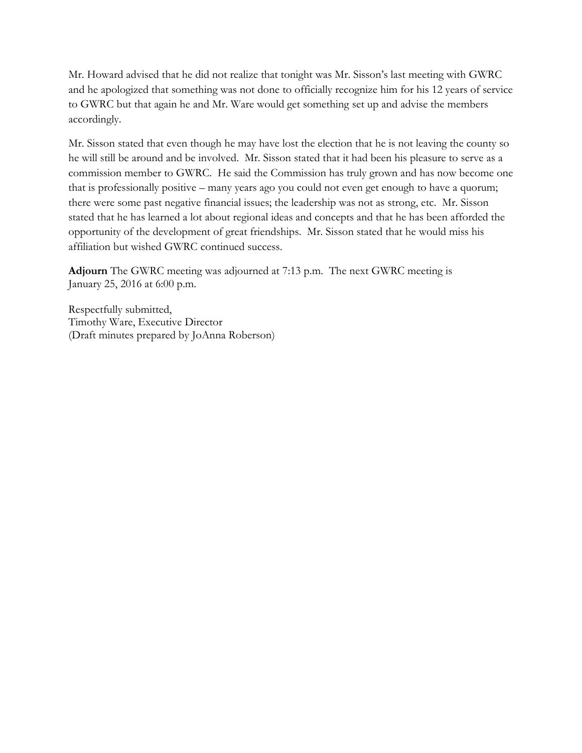Mr. Howard advised that he did not realize that tonight was Mr. Sisson's last meeting with GWRC and he apologized that something was not done to officially recognize him for his 12 years of service to GWRC but that again he and Mr. Ware would get something set up and advise the members accordingly.

Mr. Sisson stated that even though he may have lost the election that he is not leaving the county so he will still be around and be involved. Mr. Sisson stated that it had been his pleasure to serve as a commission member to GWRC. He said the Commission has truly grown and has now become one that is professionally positive – many years ago you could not even get enough to have a quorum; there were some past negative financial issues; the leadership was not as strong, etc. Mr. Sisson stated that he has learned a lot about regional ideas and concepts and that he has been afforded the opportunity of the development of great friendships. Mr. Sisson stated that he would miss his affiliation but wished GWRC continued success.

**Adjourn** The GWRC meeting was adjourned at 7:13 p.m. The next GWRC meeting is January 25, 2016 at 6:00 p.m.

Respectfully submitted,
Timothy Ware, Executive Director
(Draft minutes prepared by JoAnna Roberson)